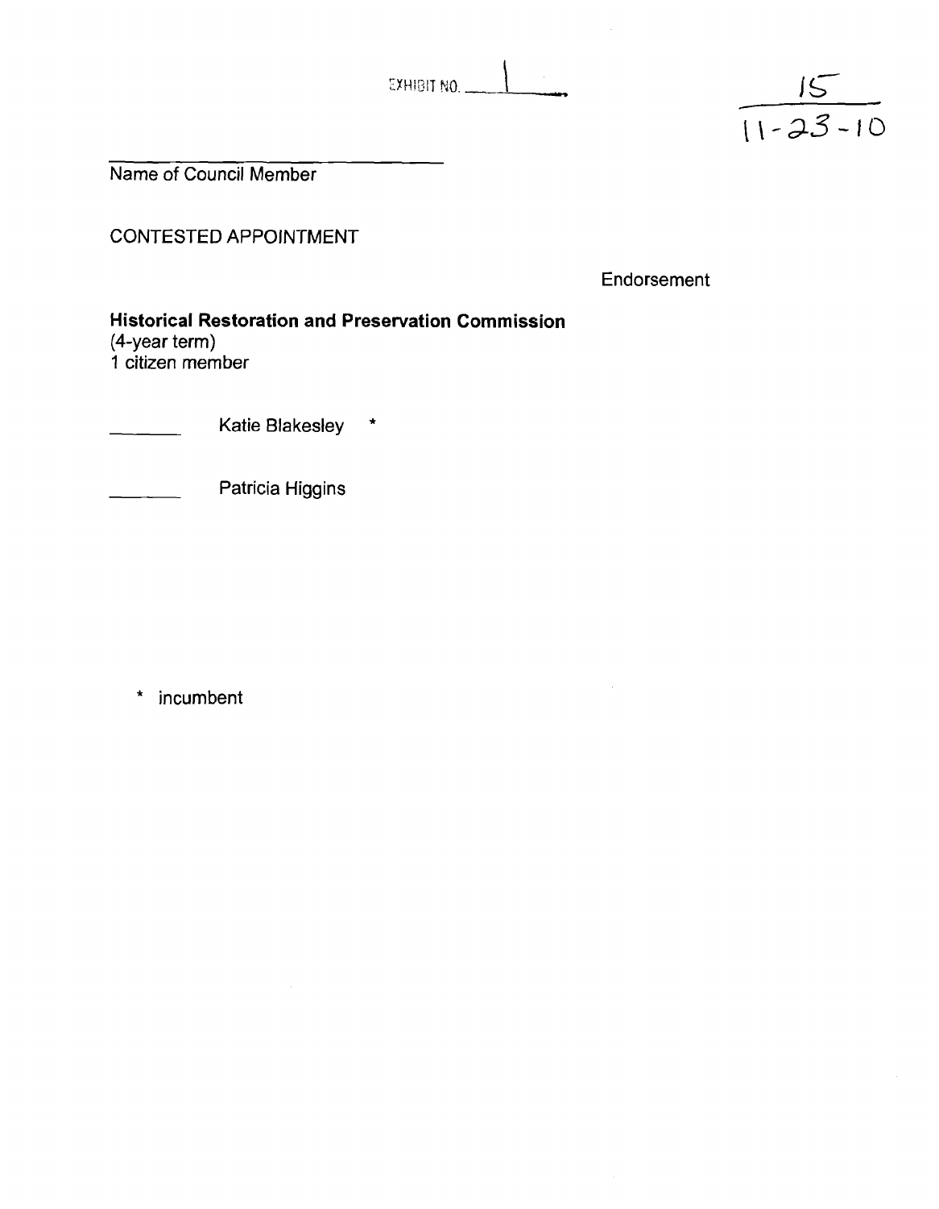EXHIBIT NO. 1

15
11-23-10

\_\_\_\_\_\_\_\_\_\_\_\_\_\_\_\_\_\_\_\_\_\_\_\_\_\_\_\_
Name of Council Member

CONTESTED APPOINTMENT

Endorsement

**Historical Restoration and Preservation Commission**
(4-year term)
1 citizen member

\_\_\_\_\_\_\_\_ Katie Blakesley *

\_\_\_\_\_\_\_\_ Patricia Higgins

* incumbent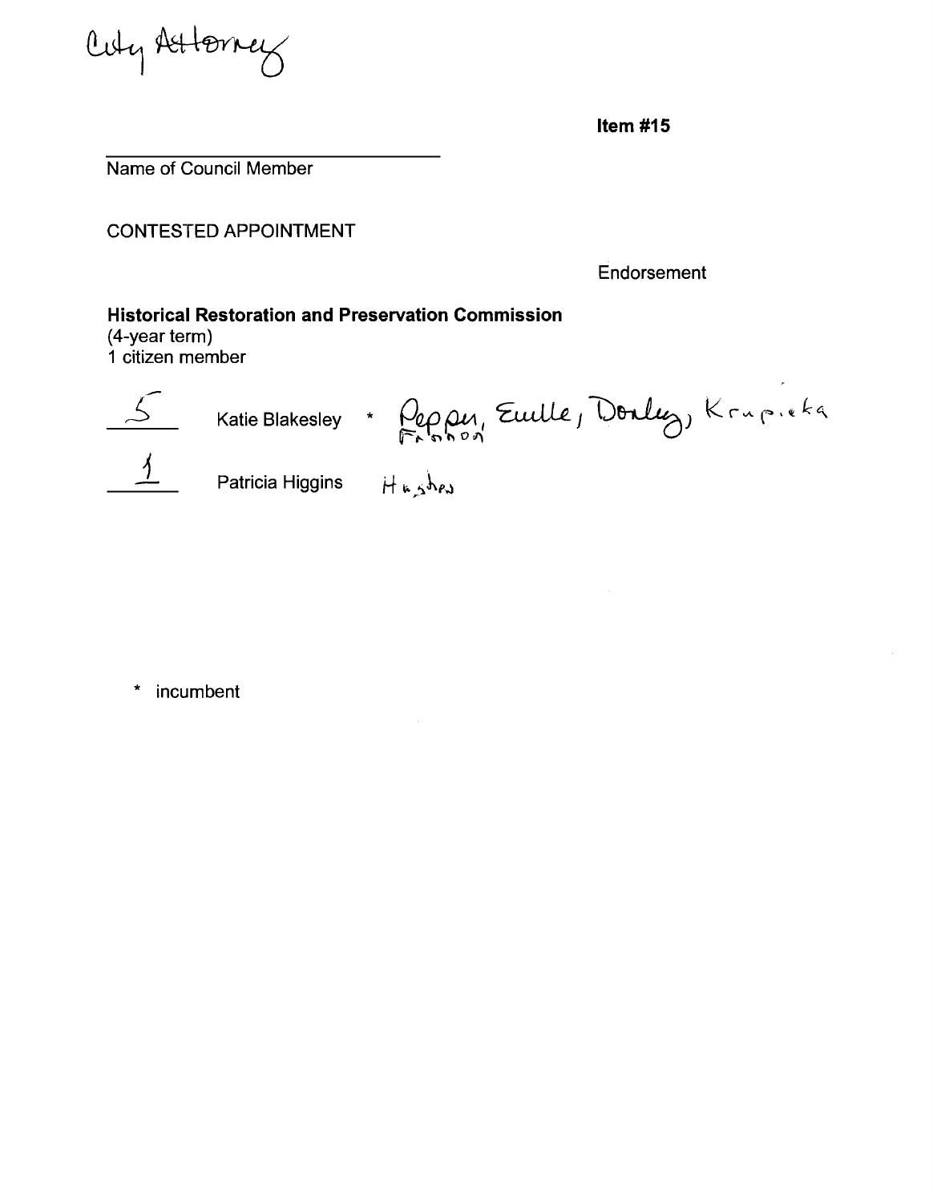City Attorney

**Item #15**

Name of Council Member

CONTESTED APPOINTMENT

Endorsement

**Historical Restoration and Preservation Commission**
(4-year term)
1 citizen member

| | | | |
|---|---|---|---|
| 5 | Katie Blakesley | * | Pepper, Euille, Donley, Krupicka, Fannon |
| 1 | Patricia Higgins | | Hughes |

\* incumbent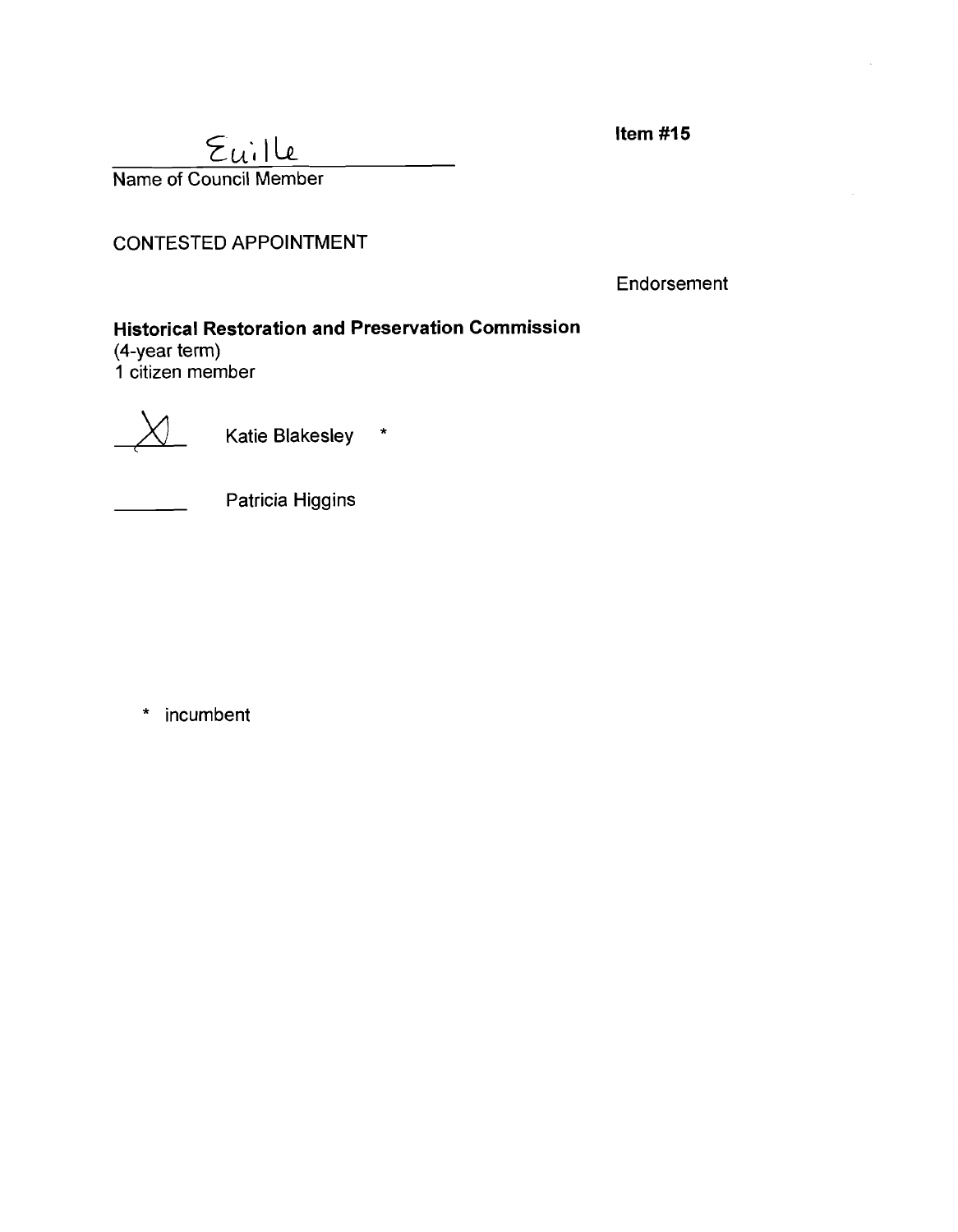Euille

Name of Council Member

**Item #15**

CONTESTED APPOINTMENT

Endorsement

**Historical Restoration and Preservation Commission**
(4-year term)
1 citizen member

X Katie Blakesley *

\_\_\_\_\_\_\_ Patricia Higgins

\* incumbent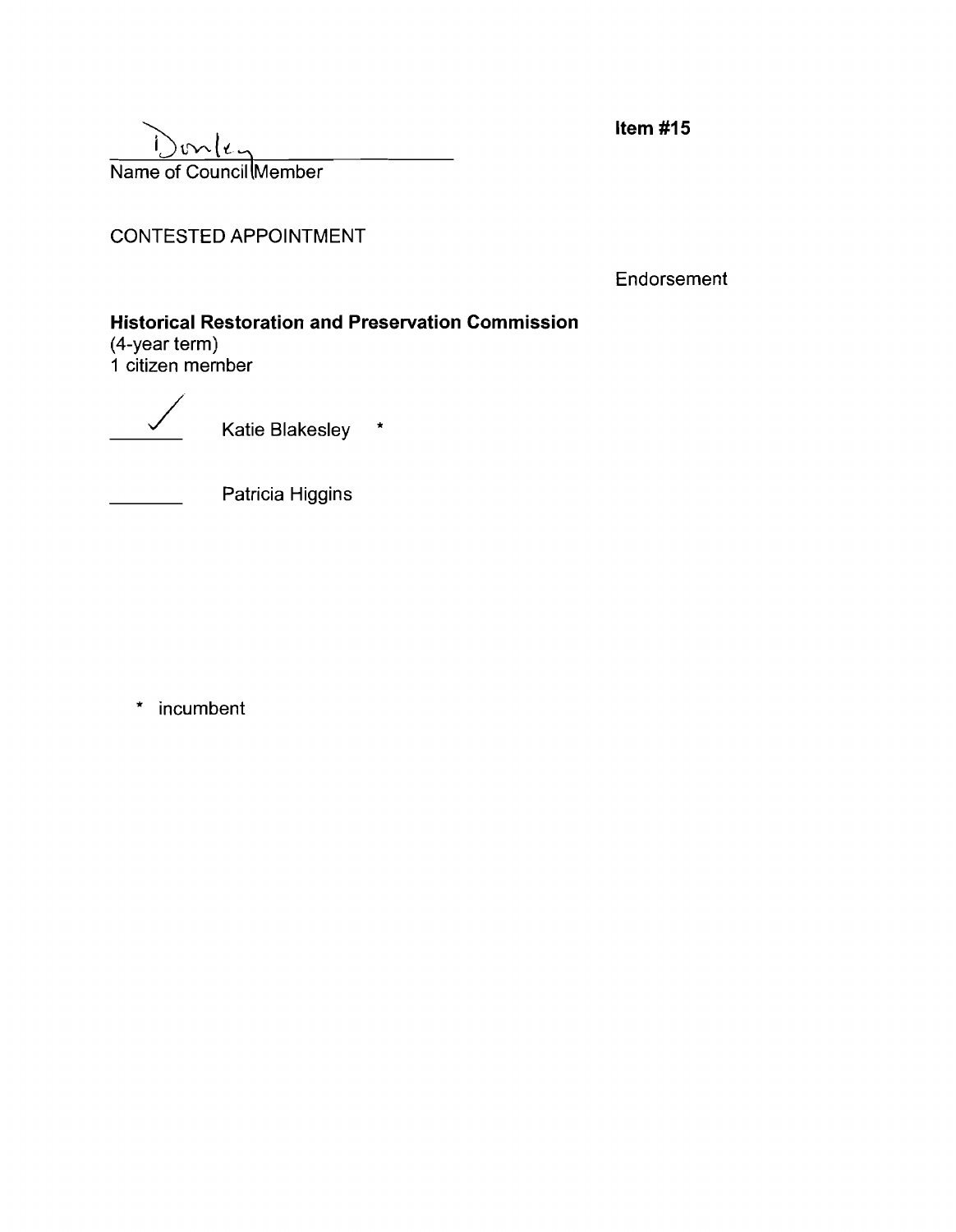Donley
Name of Council Member

**Item #15**

CONTESTED APPOINTMENT

Endorsement

**Historical Restoration and Preservation Commission**
(4-year term)
1 citizen member

✓ Katie Blakesley *

_______ Patricia Higgins

* incumbent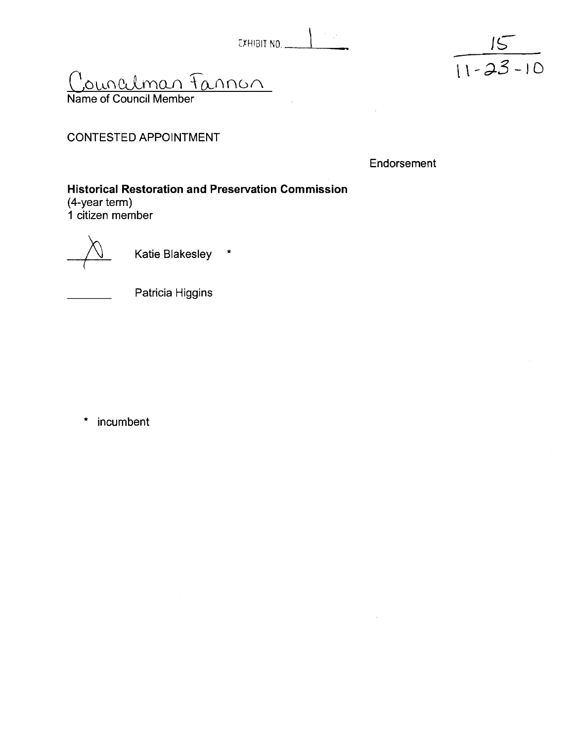EXHIBIT NO. 1

15
11-23-10

Councilman Fannon
Name of Council Member

CONTESTED APPOINTMENT

Endorsement

**Historical Restoration and Preservation Commission**
(4-year term)
1 citizen member

X Katie Blakesley *

\_\_\_\_\_\_\_\_ Patricia Higgins

\* incumbent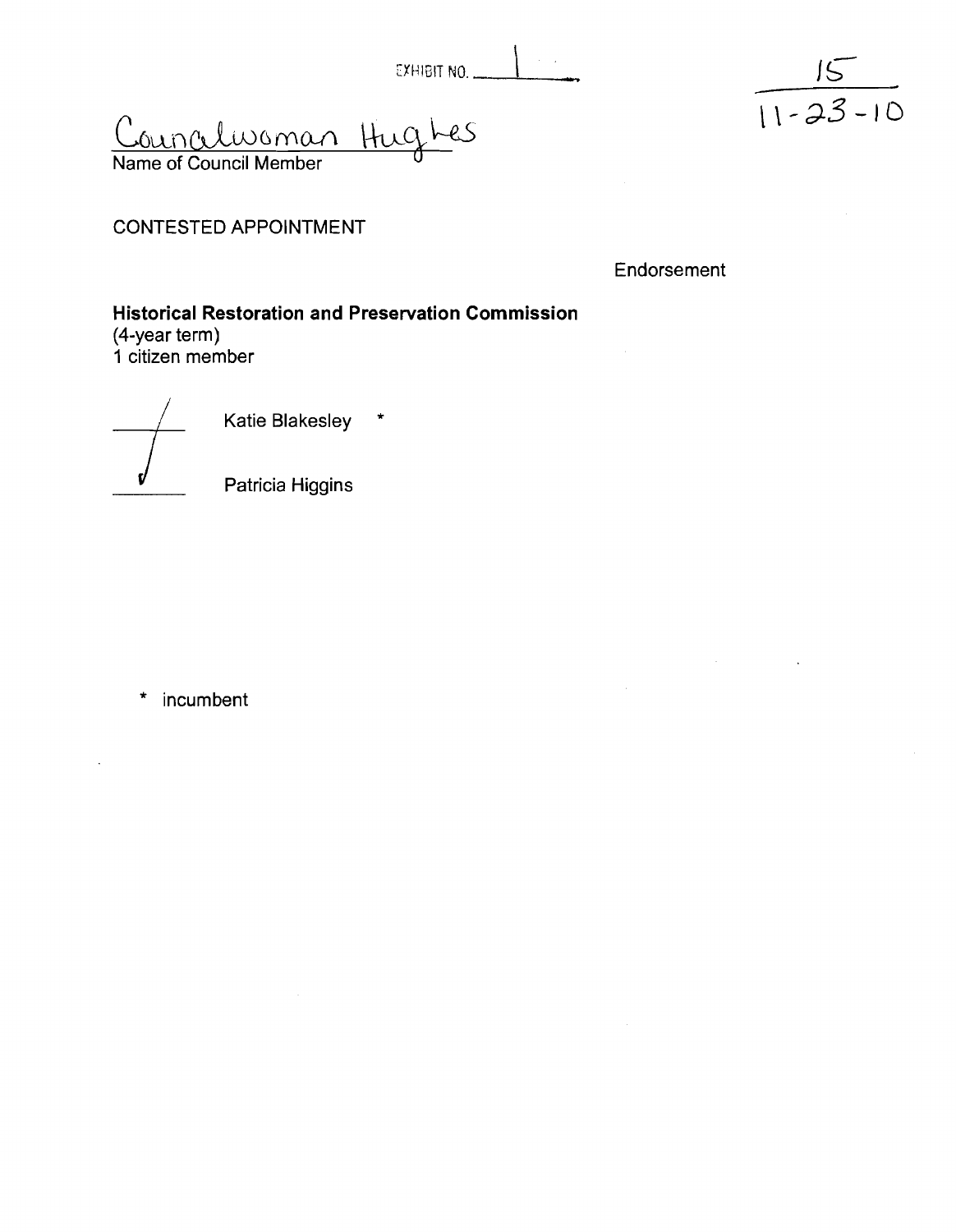EXHIBIT NO. 1

15
11-23-10

Councilwoman Hughes
Name of Council Member

CONTESTED APPOINTMENT

Endorsement

**Historical Restoration and Preservation Commission**
(4-year term)
1 citizen member

| Endorsement | Candidate |
|---|---|
| | Katie Blakesley * |
| ✓ | Patricia Higgins |

\* incumbent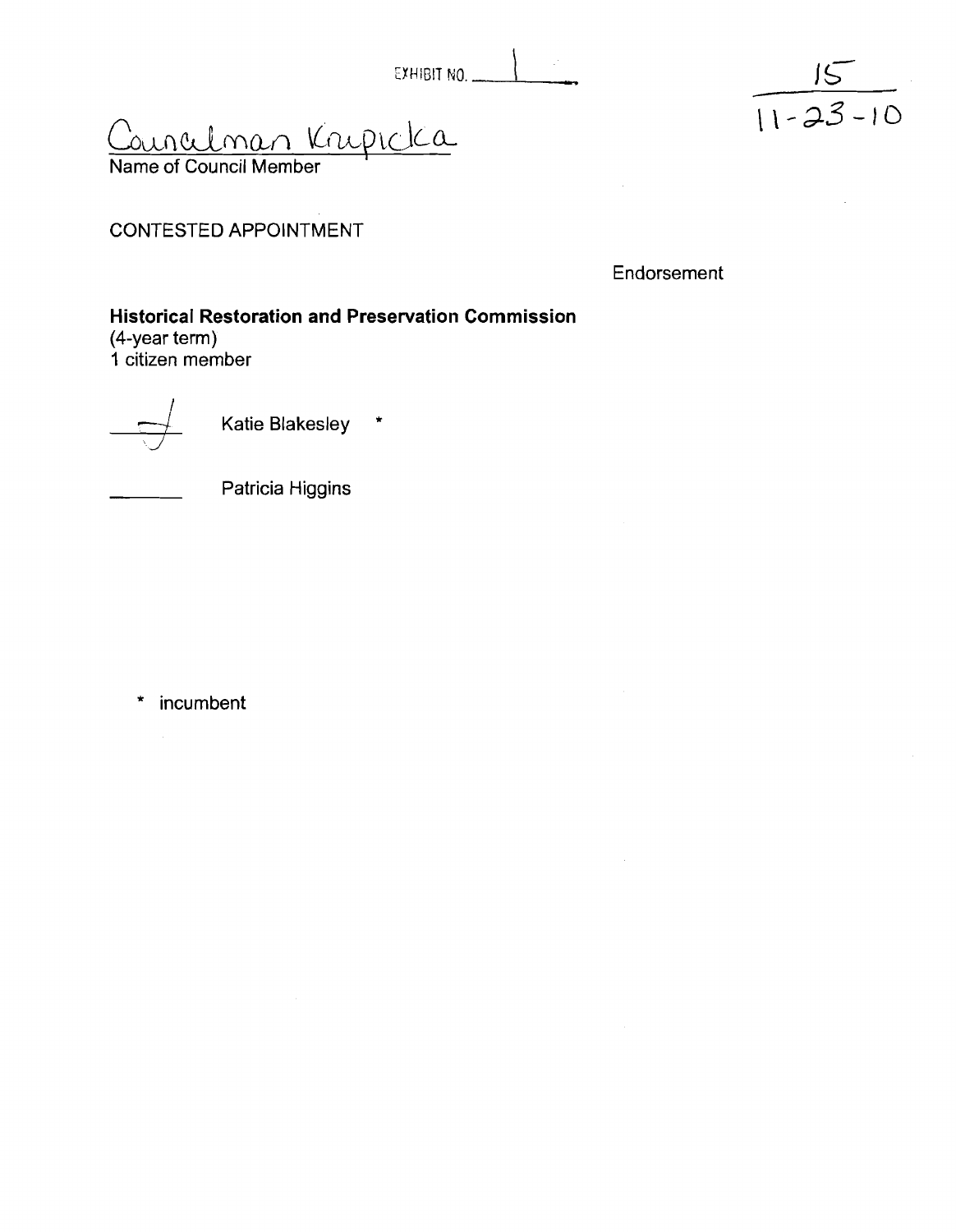EXHIBIT NO. 1

15
11-23-10

Councilman Krupicka
Name of Council Member

CONTESTED APPOINTMENT

Endorsement

**Historical Restoration and Preservation Commission**
(4-year term)
1 citizen member

✓ Katie Blakesley *

\_\_\_\_\_\_\_ Patricia Higgins

\* incumbent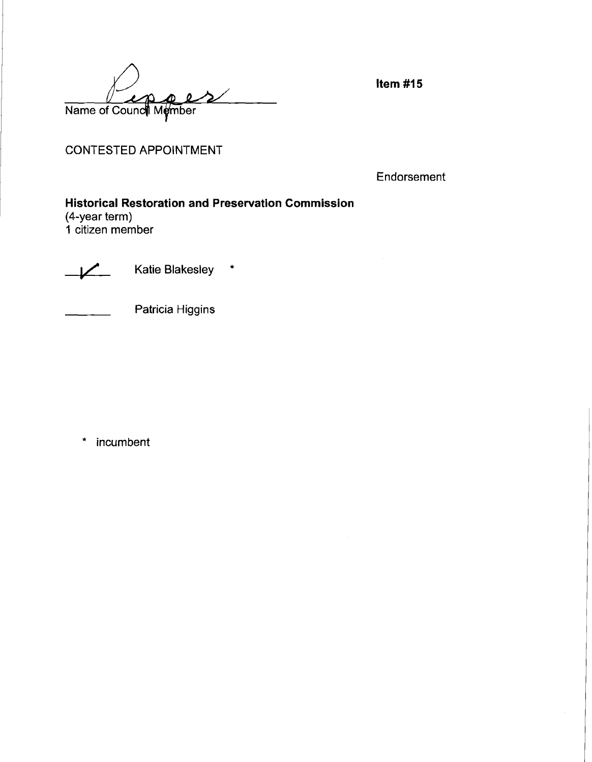Pepper

Name of Council Member

**Item #15**

CONTESTED APPOINTMENT

Endorsement

**Historical Restoration and Preservation Commission**
(4-year term)
1 citizen member

✓ Katie Blakesley *

\_\_\_\_\_\_ Patricia Higgins

* incumbent